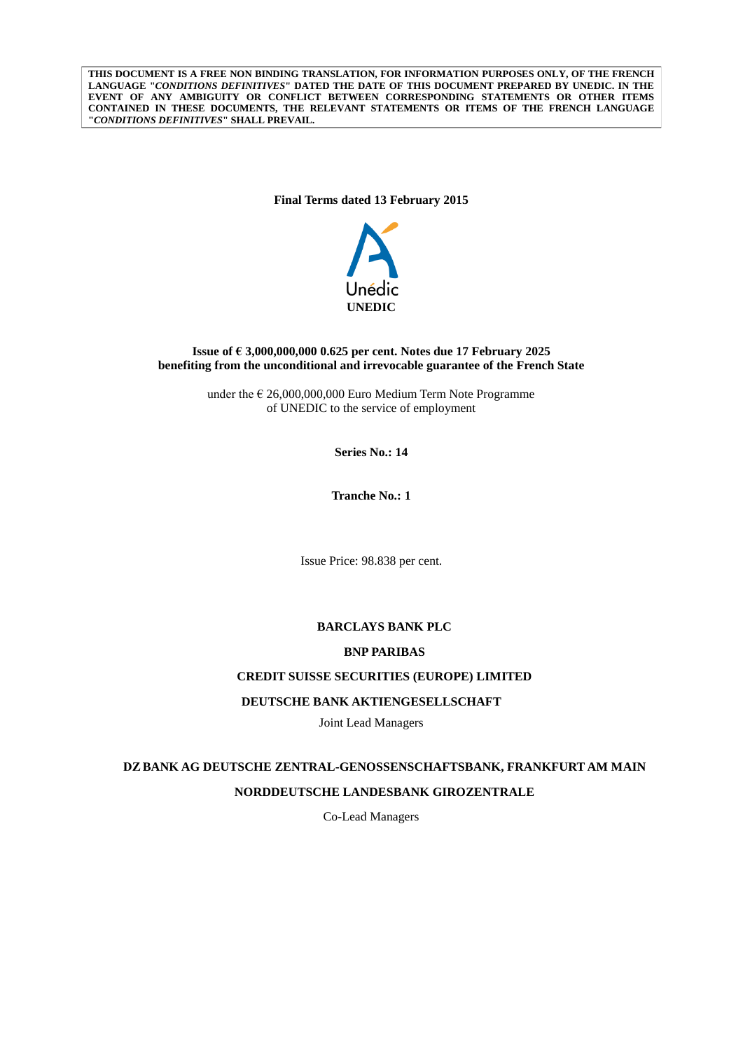**THIS DOCUMENT IS A FREE NON BINDING TRANSLATION, FOR INFORMATION PURPOSES ONLY, OF THE FRENCH LANGUAGE "*CONDITIONS DEFINITIVES*" DATED THE DATE OF THIS DOCUMENT PREPARED BY UNEDIC. IN THE EVENT OF ANY AMBIGUITY OR CONFLICT BETWEEN CORRESPONDING STATEMENTS OR OTHER ITEMS CONTAINED IN THESE DOCUMENTS, THE RELEVANT STATEMENTS OR ITEMS OF THE FRENCH LANGUAGE "*CONDITIONS DEFINITIVES*" SHALL PREVAIL.**

**Final Terms dated 13 February 2015**

Unédic

**UNEDIC**

**Issue of € 3,000,000,000 0.625 per cent. Notes due 17 February 2025**
**benefiting from the unconditional and irrevocable guarantee of the French State**

under the € 26,000,000,000 Euro Medium Term Note Programme
of UNEDIC to the service of employment

**Series No.: 14**

**Tranche No.: 1**

Issue Price: 98.838 per cent.

**BARCLAYS BANK PLC**

**BNP PARIBAS**

**CREDIT SUISSE SECURITIES (EUROPE) LIMITED**

**DEUTSCHE BANK AKTIENGESELLSCHAFT**

Joint Lead Managers

**DZ BANK AG DEUTSCHE ZENTRAL-GENOSSENSCHAFTSBANK, FRANKFURT AM MAIN**

**NORDDEUTSCHE LANDESBANK GIROZENTRALE**

Co-Lead Managers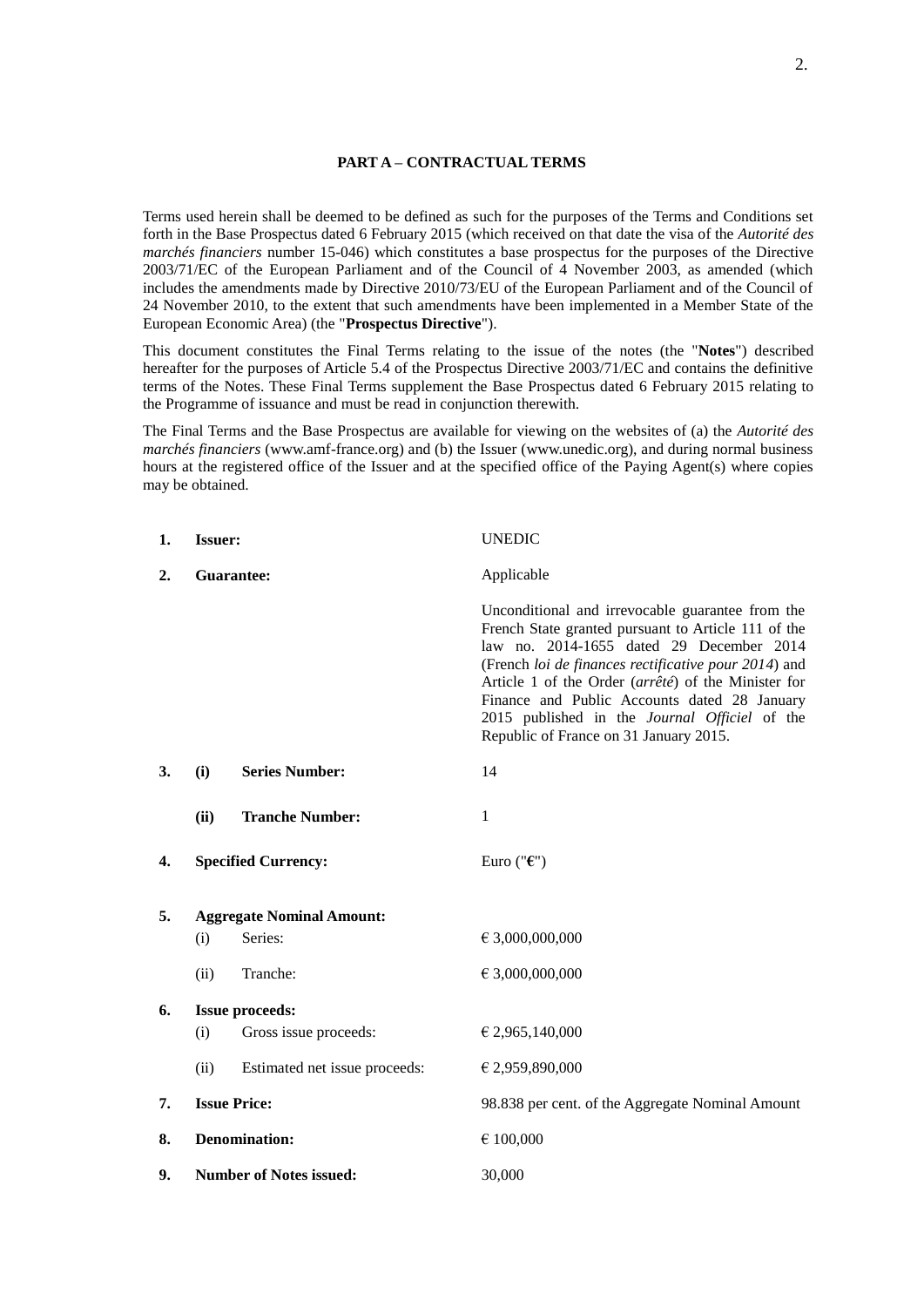## PART A – CONTRACTUAL TERMS

Terms used herein shall be deemed to be defined as such for the purposes of the Terms and Conditions set forth in the Base Prospectus dated 6 February 2015 (which received on that date the visa of the *Autorité des marchés financiers* number 15-046) which constitutes a base prospectus for the purposes of the Directive 2003/71/EC of the European Parliament and of the Council of 4 November 2003, as amended (which includes the amendments made by Directive 2010/73/EU of the European Parliament and of the Council of 24 November 2010, to the extent that such amendments have been implemented in a Member State of the European Economic Area) (the "**Prospectus Directive**").

This document constitutes the Final Terms relating to the issue of the notes (the "**Notes**") described hereafter for the purposes of Article 5.4 of the Prospectus Directive 2003/71/EC and contains the definitive terms of the Notes. These Final Terms supplement the Base Prospectus dated 6 February 2015 relating to the Programme of issuance and must be read in conjunction therewith.

The Final Terms and the Base Prospectus are available for viewing on the websites of (a) the *Autorité des marchés financiers* (www.amf-france.org) and (b) the Issuer (www.unedic.org), and during normal business hours at the registered office of the Issuer and at the specified office of the Paying Agent(s) where copies may be obtained.

| | | | |
|---|---|---|---|
| **1.** | **Issuer:** | | UNEDIC |
| **2.** | **Guarantee:** | | Applicable<br><br>Unconditional and irrevocable guarantee from the French State granted pursuant to Article 111 of the law no. 2014-1655 dated 29 December 2014 (French *loi de finances rectificative pour 2014*) and Article 1 of the Order (*arrêté*) of the Minister for Finance and Public Accounts dated 28 January 2015 published in the *Journal Officiel* of the Republic of France on 31 January 2015. |
| **3.** | **(i)** | **Series Number:** | 14 |
| | **(ii)** | **Tranche Number:** | 1 |
| **4.** | **Specified Currency:** | | Euro ("**€**") |
| **5.** | **Aggregate Nominal Amount:** | | |
| | (i) | Series: | € 3,000,000,000 |
| | (ii) | Tranche: | € 3,000,000,000 |
| **6.** | **Issue proceeds:** | | |
| | (i) | Gross issue proceeds: | € 2,965,140,000 |
| | (ii) | Estimated net issue proceeds: | € 2,959,890,000 |
| **7.** | **Issue Price:** | | 98.838 per cent. of the Aggregate Nominal Amount |
| **8.** | **Denomination:** | | € 100,000 |
| **9.** | **Number of Notes issued:** | | 30,000 |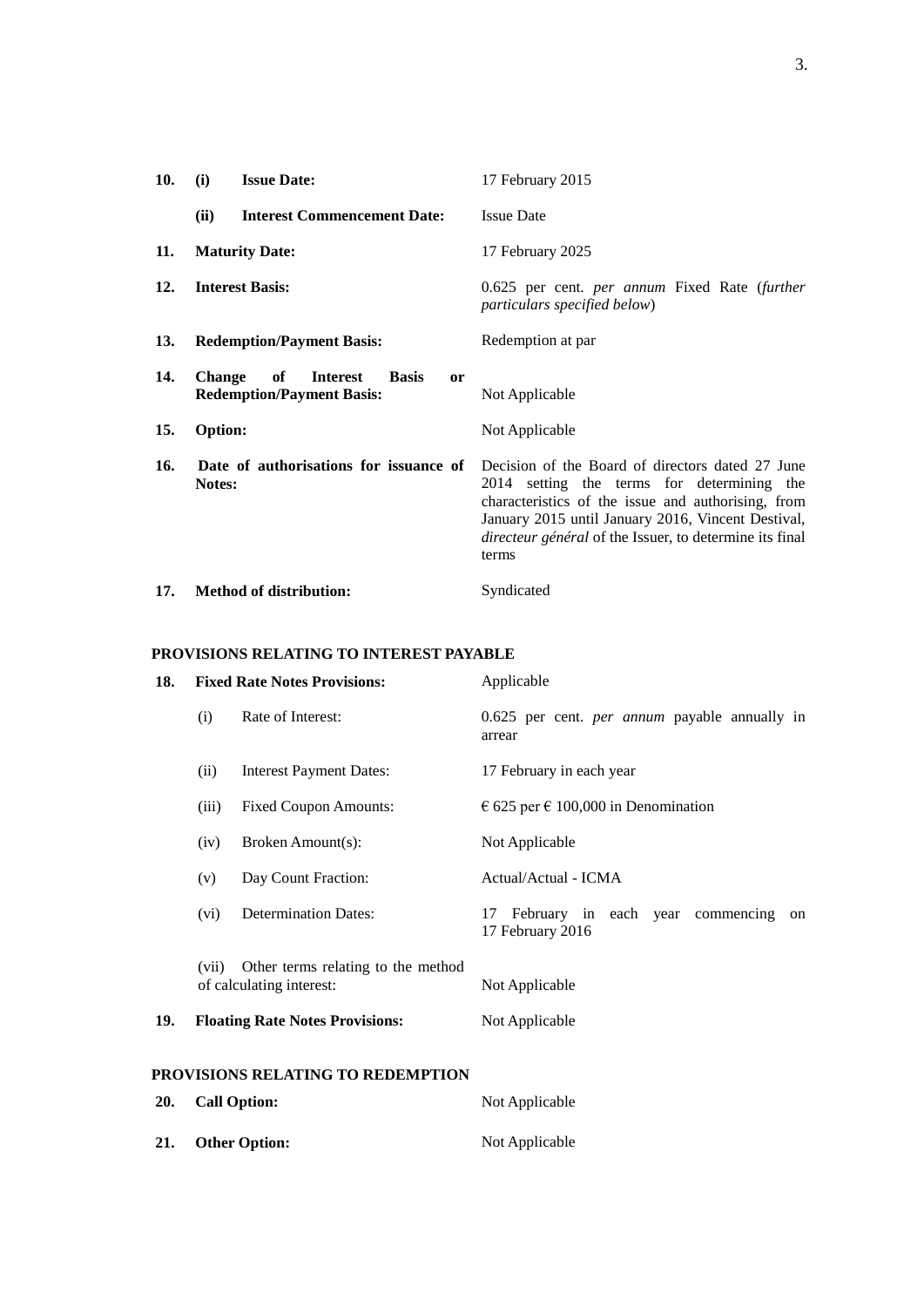| | | |
|---|---|---|
| **10.** | **(i) Issue Date:** | 17 February 2015 |
| | **(ii) Interest Commencement Date:** | Issue Date |
| **11.** | **Maturity Date:** | 17 February 2025 |
| **12.** | **Interest Basis:** | 0.625 per cent. *per annum* Fixed Rate (*further particulars specified below*) |
| **13.** | **Redemption/Payment Basis:** | Redemption at par |
| **14.** | **Change of Interest Basis or Redemption/Payment Basis:** | Not Applicable |
| **15.** | **Option:** | Not Applicable |
| **16.** | **Date of authorisations for issuance of Notes:** | Decision of the Board of directors dated 27 June 2014 setting the terms for determining the characteristics of the issue and authorising, from January 2015 until January 2016, Vincent Destival, *directeur général* of the Issuer, to determine its final terms |
| **17.** | **Method of distribution:** | Syndicated |

**PROVISIONS RELATING TO INTEREST PAYABLE**

| | | |
|---|---|---|
| **18.** | **Fixed Rate Notes Provisions:** | Applicable |
| | (i) Rate of Interest: | 0.625 per cent. *per annum* payable annually in arrear |
| | (ii) Interest Payment Dates: | 17 February in each year |
| | (iii) Fixed Coupon Amounts: | € 625 per € 100,000 in Denomination |
| | (iv) Broken Amount(s): | Not Applicable |
| | (v) Day Count Fraction: | Actual/Actual - ICMA |
| | (vi) Determination Dates: | 17 February in each year commencing on 17 February 2016 |
| | (vii) Other terms relating to the method of calculating interest: | Not Applicable |
| **19.** | **Floating Rate Notes Provisions:** | Not Applicable |

**PROVISIONS RELATING TO REDEMPTION**

| | | |
|---|---|---|
| **20.** | **Call Option:** | Not Applicable |
| **21.** | **Other Option:** | Not Applicable |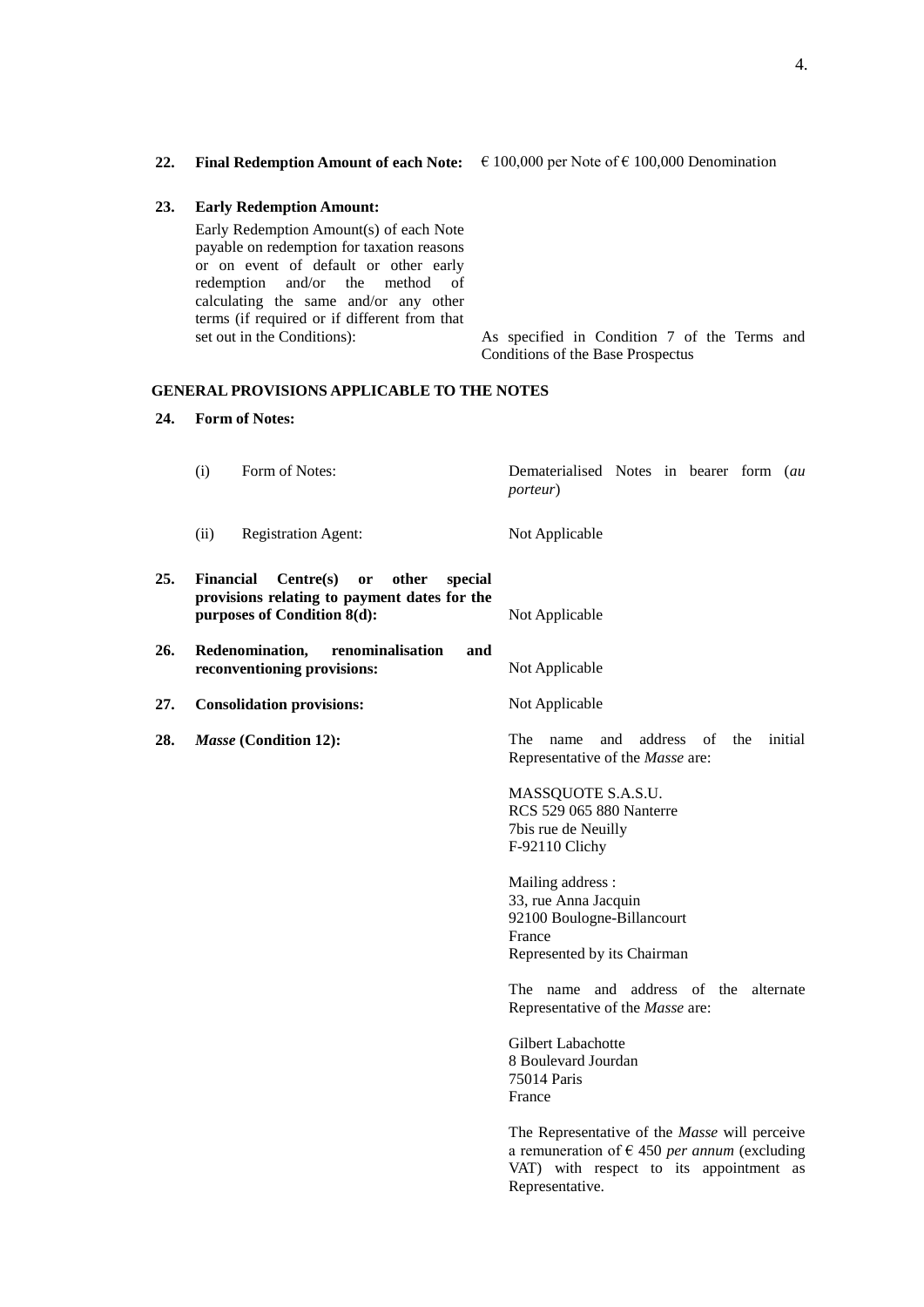**22. Final Redemption Amount of each Note:** € 100,000 per Note of € 100,000 Denomination

**23. Early Redemption Amount:**

Early Redemption Amount(s) of each Note payable on redemption for taxation reasons or on event of default or other early redemption and/or the method of calculating the same and/or any other terms (if required or if different from that set out in the Conditions): As specified in Condition 7 of the Terms and Conditions of the Base Prospectus

**GENERAL PROVISIONS APPLICABLE TO THE NOTES**

**24. Form of Notes:**

(i) Form of Notes: Dematerialised Notes in bearer form (*au porteur*)

(ii) Registration Agent: Not Applicable

**25. Financial Centre(s) or other special provisions relating to payment dates for the purposes of Condition 8(d):** Not Applicable

**26. Redenomination, renominalisation and reconventioning provisions:** Not Applicable

**27. Consolidation provisions:** Not Applicable

**28. *Masse* (Condition 12):** The name and address of the initial Representative of the *Masse* are:

MASSQUOTE S.A.S.U.
RCS 529 065 880 Nanterre
7bis rue de Neuilly
F-92110 Clichy

Mailing address :
33, rue Anna Jacquin
92100 Boulogne-Billancourt
France
Represented by its Chairman

The name and address of the alternate Representative of the *Masse* are:

Gilbert Labachotte
8 Boulevard Jourdan
75014 Paris
France

The Representative of the *Masse* will perceive a remuneration of € 450 *per annum* (excluding VAT) with respect to its appointment as Representative.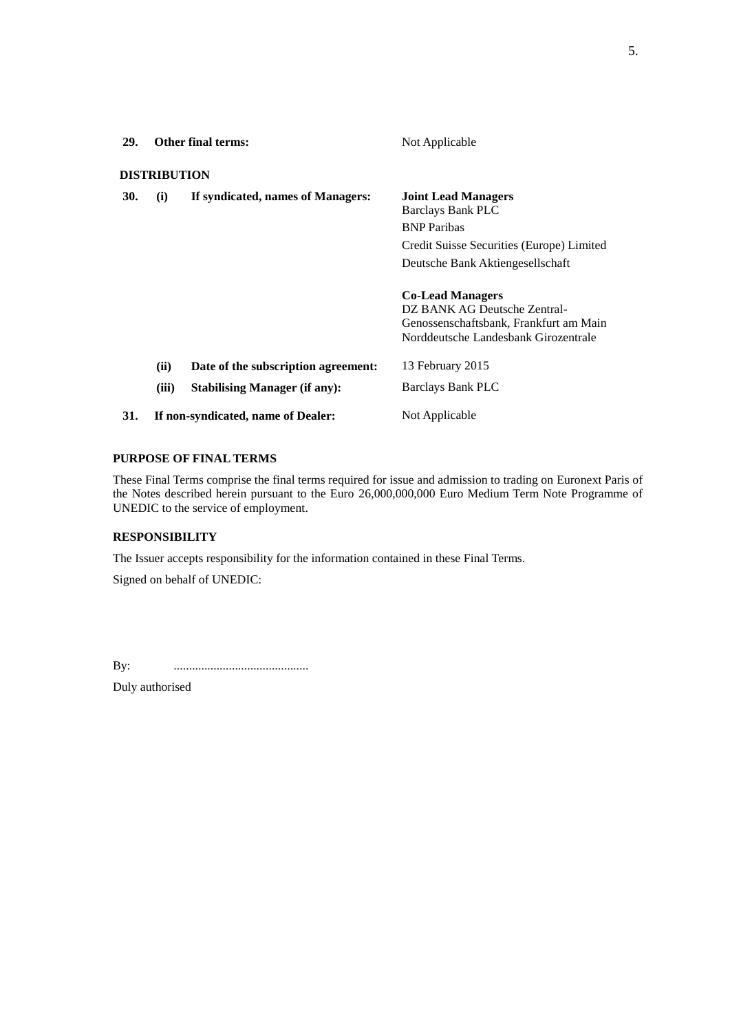| | | | |
|---|---|---|---|
| **29.** | **Other final terms:** | | Not Applicable |

**DISTRIBUTION**

| | | | |
|---|---|---|---|
| **30.** | **(i)** | **If syndicated, names of Managers:** | **Joint Lead Managers**<br>Barclays Bank PLC<br>BNP Paribas<br>Credit Suisse Securities (Europe) Limited<br>Deutsche Bank Aktiengesellschaft<br><br>**Co-Lead Managers**<br>DZ BANK AG Deutsche Zentral-Genossenschaftsbank, Frankfurt am Main<br>Norddeutsche Landesbank Girozentrale |
| | **(ii)** | **Date of the subscription agreement:** | 13 February 2015 |
| | **(iii)** | **Stabilising Manager (if any):** | Barclays Bank PLC |
| **31.** | | **If non-syndicated, name of Dealer:** | Not Applicable |

**PURPOSE OF FINAL TERMS**

These Final Terms comprise the final terms required for issue and admission to trading on Euronext Paris of the Notes described herein pursuant to the Euro 26,000,000,000 Euro Medium Term Note Programme of UNEDIC to the service of employment.

**RESPONSIBILITY**

The Issuer accepts responsibility for the information contained in these Final Terms.

Signed on behalf of UNEDIC:

By: ............................................

Duly authorised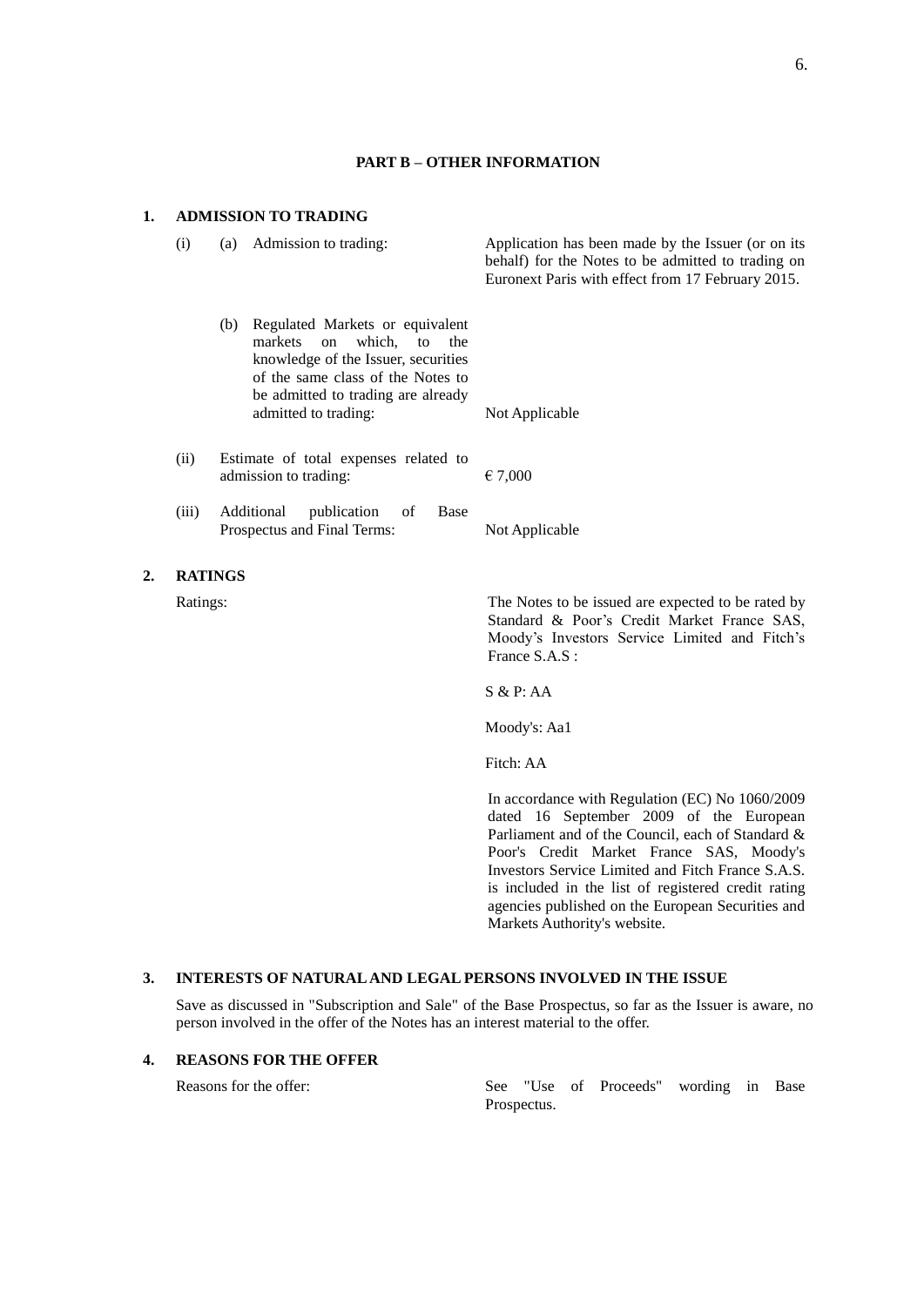## PART B – OTHER INFORMATION

### 1. ADMISSION TO TRADING

| | |
|---|---|
| (i) (a) Admission to trading: | Application has been made by the Issuer (or on its behalf) for the Notes to be admitted to trading on Euronext Paris with effect from 17 February 2015. |
| (b) Regulated Markets or equivalent markets on which, to the knowledge of the Issuer, securities of the same class of the Notes to be admitted to trading are already admitted to trading: | Not Applicable |
| (ii) Estimate of total expenses related to admission to trading: | € 7,000 |
| (iii) Additional publication of Base Prospectus and Final Terms: | Not Applicable |

### 2. RATINGS

Ratings:

The Notes to be issued are expected to be rated by Standard & Poor's Credit Market France SAS, Moody's Investors Service Limited and Fitch's France S.A.S :

S & P: AA

Moody's: Aa1

Fitch: AA

In accordance with Regulation (EC) No 1060/2009 dated 16 September 2009 of the European Parliament and of the Council, each of Standard & Poor's Credit Market France SAS, Moody's Investors Service Limited and Fitch France S.A.S. is included in the list of registered credit rating agencies published on the European Securities and Markets Authority's website.

### 3. INTERESTS OF NATURAL AND LEGAL PERSONS INVOLVED IN THE ISSUE

Save as discussed in "Subscription and Sale" of the Base Prospectus, so far as the Issuer is aware, no person involved in the offer of the Notes has an interest material to the offer.

### 4. REASONS FOR THE OFFER

| | |
|---|---|
| Reasons for the offer: | See "Use of Proceeds" wording in Base Prospectus. |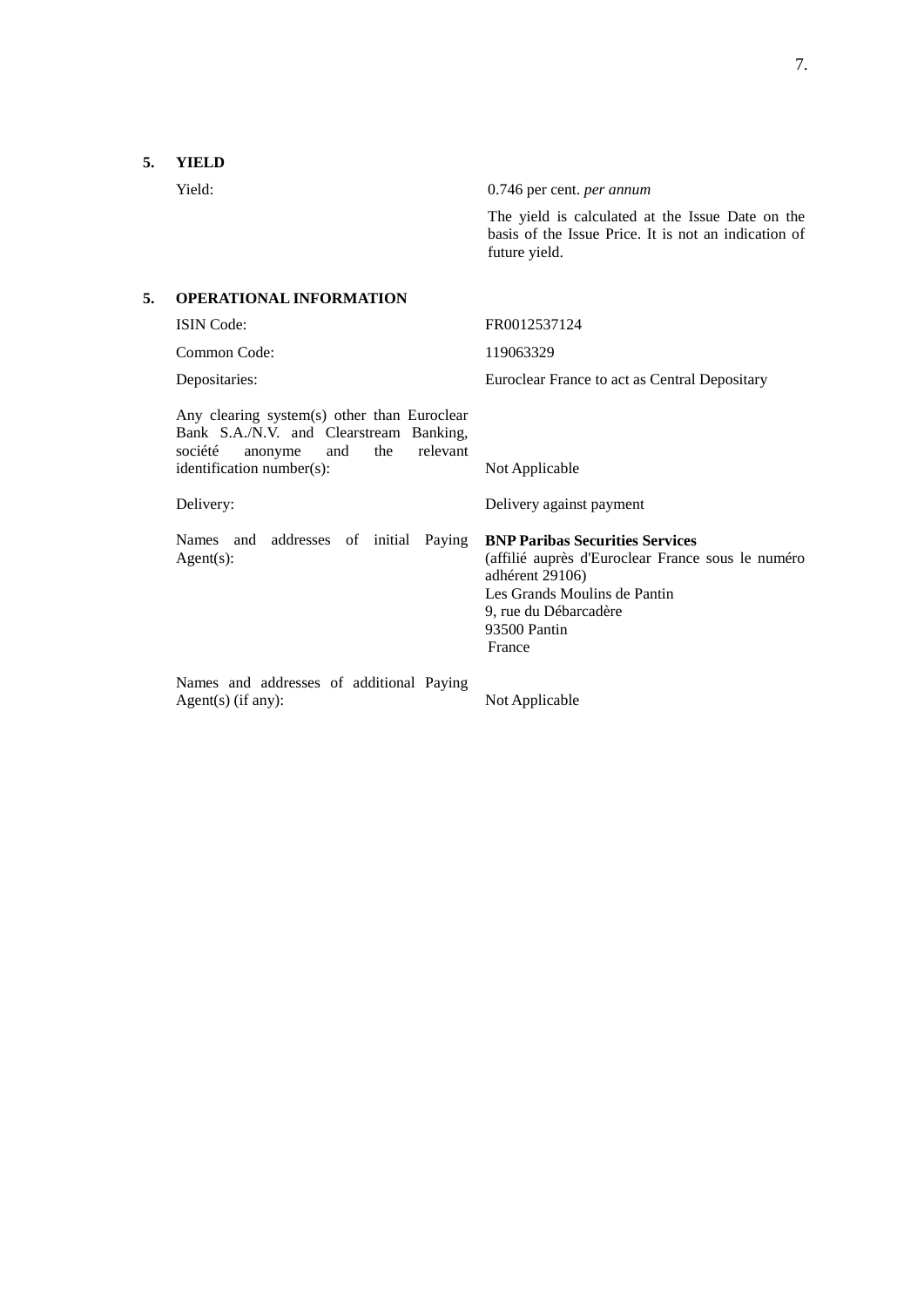## 5. YIELD

| | |
|---|---|
| Yield: | 0.746 per cent. *per annum* |
| | The yield is calculated at the Issue Date on the basis of the Issue Price. It is not an indication of future yield. |

## 5. OPERATIONAL INFORMATION

| | |
|---|---|
| ISIN Code: | FR0012537124 |
| Common Code: | 119063329 |
| Depositaries: | Euroclear France to act as Central Depositary |
| Any clearing system(s) other than Euroclear Bank S.A./N.V. and Clearstream Banking, société anonyme and the relevant identification number(s): | Not Applicable |
| Delivery: | Delivery against payment |
| Names and addresses of initial Paying Agent(s): | **BNP Paribas Securities Services**<br>(affilié auprès d'Euroclear France sous le numéro adhérent 29106)<br>Les Grands Moulins de Pantin<br>9, rue du Débarcadère<br>93500 Pantin<br>France |
| Names and addresses of additional Paying Agent(s) (if any): | Not Applicable |